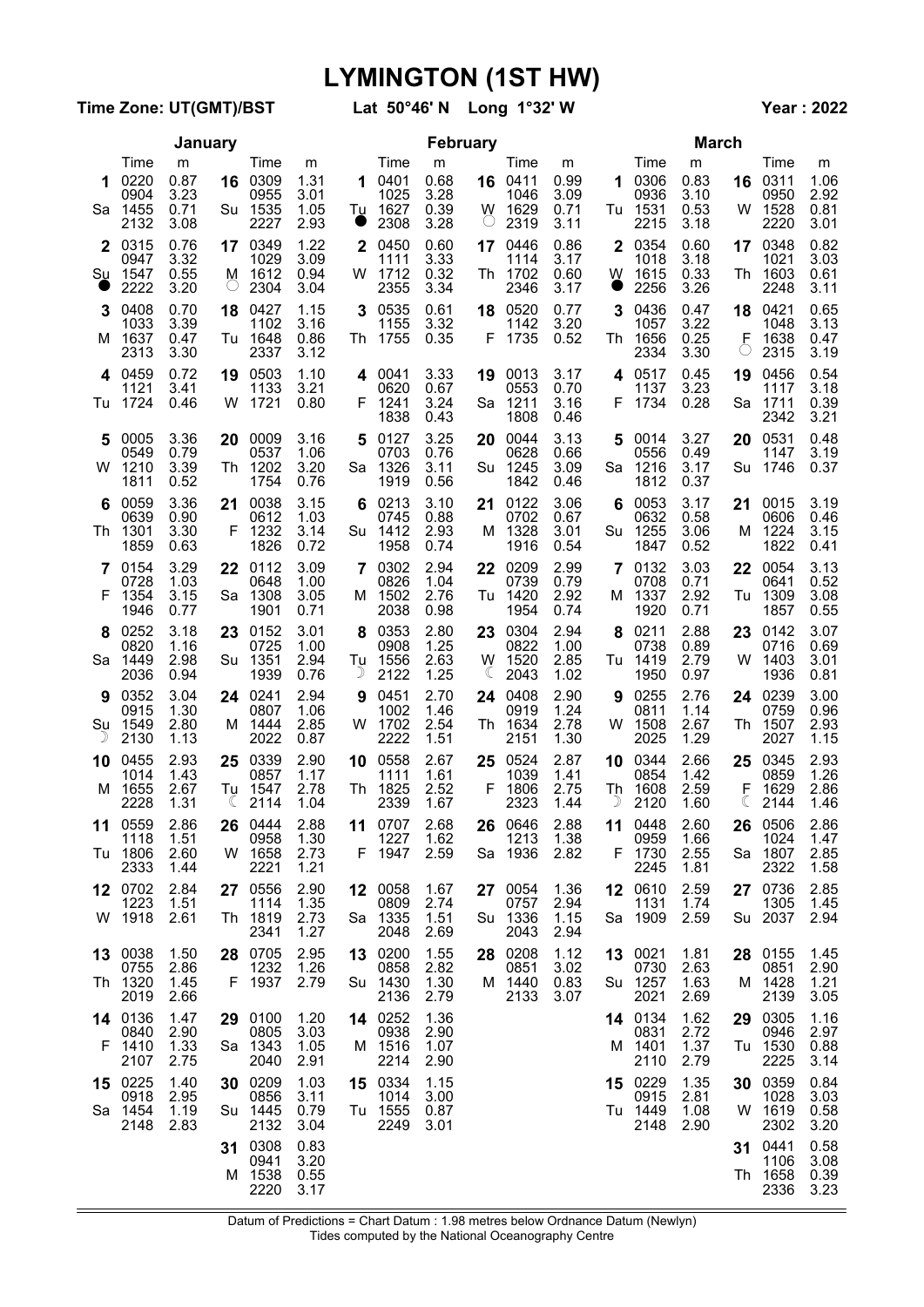# LYMINGTON (1ST HW)

**Time Zone: UT(GMT)/BST** Lat 50°46' N Long 1°32' W **Year : 2022**

## January

| Date | Day | Moon | Time | m | Time | m | Time | m | Time | m |
|---|---|---|---|---|---|---|---|---|---|---|
| 1 | Sa | | 0220 | 0.87 | 0904 | 3.23 | 1455 | 0.71 | 2132 | 3.08 |
| 2 | Su | ● | 0315 | 0.76 | 0947 | 3.32 | 1547 | 0.55 | 2222 | 3.20 |
| 3 | M | | 0408 | 0.70 | 1033 | 3.39 | 1637 | 0.47 | 2313 | 3.30 |
| 4 | Tu | | 0459 | 0.72 | 1121 | 3.41 | 1724 | 0.46 | | |
| 5 | W | | 0005 | 3.36 | 0549 | 0.79 | 1210 | 3.39 | 1811 | 0.52 |
| 6 | Th | | 0059 | 3.36 | 0639 | 0.90 | 1301 | 3.30 | 1859 | 0.63 |
| 7 | F | | 0154 | 3.29 | 0728 | 1.03 | 1354 | 3.15 | 1946 | 0.77 |
| 8 | Sa | | 0252 | 3.18 | 0820 | 1.16 | 1449 | 2.98 | 2036 | 0.94 |
| 9 | Su | ☽ | 0352 | 3.04 | 0915 | 1.30 | 1549 | 2.80 | 2130 | 1.13 |
| 10 | M | | 0455 | 2.93 | 1014 | 1.43 | 1655 | 2.67 | 2228 | 1.31 |
| 11 | Tu | | 0559 | 2.86 | 1118 | 1.51 | 1806 | 2.60 | 2333 | 1.44 |
| 12 | W | | 0702 | 2.84 | 1223 | 1.51 | 1918 | 2.61 | | |
| 13 | Th | | 0038 | 1.50 | 0755 | 2.86 | 1320 | 1.45 | 2019 | 2.66 |
| 14 | F | | 0136 | 1.47 | 0840 | 2.90 | 1410 | 1.33 | 2107 | 2.75 |
| 15 | Sa | | 0225 | 1.40 | 0918 | 2.95 | 1454 | 1.19 | 2148 | 2.83 |
| 16 | Su | | 0309 | 1.31 | 0955 | 3.01 | 1535 | 1.05 | 2227 | 2.93 |
| 17 | M | ○ | 0349 | 1.22 | 1029 | 3.09 | 1612 | 0.94 | 2304 | 3.04 |
| 18 | Tu | | 0427 | 1.15 | 1102 | 3.16 | 1648 | 0.86 | 2337 | 3.12 |
| 19 | W | | 0503 | 1.10 | 1133 | 3.21 | 1721 | 0.80 | | |
| 20 | Th | | 0009 | 3.16 | 0537 | 1.06 | 1202 | 3.20 | 1754 | 0.76 |
| 21 | F | | 0038 | 3.15 | 0612 | 1.03 | 1232 | 3.14 | 1826 | 0.72 |
| 22 | Sa | | 0112 | 3.09 | 0648 | 1.00 | 1308 | 3.05 | 1901 | 0.71 |
| 23 | Su | | 0152 | 3.01 | 0725 | 1.00 | 1351 | 2.94 | 1939 | 0.76 |
| 24 | M | | 0241 | 2.94 | 0807 | 1.06 | 1444 | 2.85 | 2022 | 0.87 |
| 25 | Tu | ☾ | 0339 | 2.90 | 0857 | 1.17 | 1547 | 2.78 | 2114 | 1.04 |
| 26 | W | | 0444 | 2.88 | 0958 | 1.30 | 1658 | 2.73 | 2221 | 1.21 |
| 27 | Th | | 0556 | 2.90 | 1114 | 1.35 | 1819 | 2.73 | 2341 | 1.27 |
| 28 | F | | 0705 | 2.95 | 1232 | 1.26 | 1937 | 2.79 | | |
| 29 | Sa | | 0100 | 1.20 | 0805 | 3.03 | 1343 | 1.05 | 2040 | 2.91 |
| 30 | Su | | 0209 | 1.03 | 0856 | 3.11 | 1445 | 0.79 | 2132 | 3.04 |
| 31 | M | | 0308 | 0.83 | 0941 | 3.20 | 1538 | 0.55 | 2220 | 3.17 |

## February

| Date | Day | Moon | Time | m | Time | m | Time | m | Time | m |
|---|---|---|---|---|---|---|---|---|---|---|
| 1 | Tu | ● | 0401 | 0.68 | 1025 | 3.28 | 1627 | 0.39 | 2308 | 3.28 |
| 2 | W | | 0450 | 0.60 | 1111 | 3.33 | 1712 | 0.32 | 2355 | 3.34 |
| 3 | Th | | 0535 | 0.61 | 1155 | 3.32 | 1755 | 0.35 | | |
| 4 | F | | 0041 | 3.33 | 0620 | 0.67 | 1241 | 3.24 | 1838 | 0.43 |
| 5 | Sa | | 0127 | 3.25 | 0703 | 0.76 | 1326 | 3.11 | 1919 | 0.56 |
| 6 | Su | | 0213 | 3.10 | 0745 | 0.88 | 1412 | 2.93 | 1958 | 0.74 |
| 7 | M | | 0302 | 2.94 | 0826 | 1.04 | 1502 | 2.76 | 2038 | 0.98 |
| 8 | Tu | ☽ | 0353 | 2.80 | 0908 | 1.25 | 1556 | 2.63 | 2122 | 1.25 |
| 9 | W | | 0451 | 2.70 | 1002 | 1.46 | 1702 | 2.54 | 2222 | 1.51 |
| 10 | Th | | 0558 | 2.67 | 1111 | 1.61 | 1825 | 2.52 | 2339 | 1.67 |
| 11 | F | | 0707 | 2.68 | 1227 | 1.62 | 1947 | 2.59 | | |
| 12 | Sa | | 0058 | 1.67 | 0809 | 2.74 | 1335 | 1.51 | 2048 | 2.69 |
| 13 | Su | | 0200 | 1.55 | 0858 | 2.82 | 1430 | 1.30 | 2136 | 2.79 |
| 14 | M | | 0252 | 1.36 | 0938 | 2.90 | 1516 | 1.07 | 2214 | 2.90 |
| 15 | Tu | | 0334 | 1.15 | 1014 | 3.00 | 1555 | 0.87 | 2249 | 3.01 |
| 16 | W | ○ | 0411 | 0.99 | 1046 | 3.09 | 1629 | 0.71 | 2319 | 3.11 |
| 17 | Th | | 0446 | 0.86 | 1114 | 3.17 | 1702 | 0.60 | 2346 | 3.17 |
| 18 | F | | 0520 | 0.77 | 1142 | 3.20 | 1735 | 0.52 | | |
| 19 | Sa | | 0013 | 3.17 | 0553 | 0.70 | 1211 | 3.16 | 1808 | 0.46 |
| 20 | Su | | 0044 | 3.13 | 0628 | 0.66 | 1245 | 3.09 | 1842 | 0.46 |
| 21 | M | | 0122 | 3.06 | 0702 | 0.67 | 1328 | 3.01 | 1916 | 0.54 |
| 22 | Tu | | 0209 | 2.99 | 0739 | 0.79 | 1420 | 2.92 | 1954 | 0.74 |
| 23 | W | ☾ | 0304 | 2.94 | 0822 | 1.00 | 1520 | 2.85 | 2043 | 1.02 |
| 24 | Th | | 0408 | 2.90 | 0919 | 1.24 | 1634 | 2.78 | 2151 | 1.30 |
| 25 | F | | 0524 | 2.87 | 1039 | 1.41 | 1806 | 2.75 | 2323 | 1.44 |
| 26 | Sa | | 0646 | 2.88 | 1213 | 1.38 | 1936 | 2.82 | | |
| 27 | Su | | 0054 | 1.36 | 0757 | 2.94 | 1336 | 1.15 | 2043 | 2.94 |
| 28 | M | | 0208 | 1.12 | 0851 | 3.02 | 1440 | 0.83 | 2133 | 3.07 |

## March

| Date | Day | Moon | Time | m | Time | m | Time | m | Time | m |
|---|---|---|---|---|---|---|---|---|---|---|
| 1 | Tu | | 0306 | 0.83 | 0936 | 3.10 | 1531 | 0.53 | 2215 | 3.18 |
| 2 | W | ● | 0354 | 0.60 | 1018 | 3.18 | 1615 | 0.33 | 2256 | 3.26 |
| 3 | Th | | 0436 | 0.47 | 1057 | 3.22 | 1656 | 0.25 | 2334 | 3.30 |
| 4 | F | | 0517 | 0.45 | 1137 | 3.23 | 1734 | 0.28 | | |
| 5 | Sa | | 0014 | 3.27 | 0556 | 0.49 | 1216 | 3.17 | 1812 | 0.37 |
| 6 | Su | | 0053 | 3.17 | 0632 | 0.58 | 1255 | 3.06 | 1847 | 0.52 |
| 7 | M | | 0132 | 3.03 | 0708 | 0.71 | 1337 | 2.92 | 1920 | 0.71 |
| 8 | Tu | | 0211 | 2.88 | 0738 | 0.89 | 1419 | 2.79 | 1950 | 0.97 |
| 9 | W | | 0255 | 2.76 | 0811 | 1.14 | 1508 | 2.67 | 2025 | 1.29 |
| 10 | Th | ☽ | 0344 | 2.66 | 0854 | 1.42 | 1608 | 2.59 | 2120 | 1.60 |
| 11 | F | | 0448 | 2.60 | 0959 | 1.66 | 1730 | 2.55 | 2245 | 1.81 |
| 12 | Sa | | 0610 | 2.59 | 1131 | 1.74 | 1909 | 2.59 | | |
| 13 | Su | | 0021 | 1.81 | 0730 | 2.63 | 1257 | 1.63 | 2021 | 2.69 |
| 14 | M | | 0134 | 1.62 | 0831 | 2.72 | 1401 | 1.37 | 2110 | 2.79 |
| 15 | Tu | | 0229 | 1.35 | 0915 | 2.81 | 1449 | 1.08 | 2148 | 2.90 |
| 16 | W | | 0311 | 1.06 | 0950 | 2.92 | 1528 | 0.81 | 2220 | 3.01 |
| 17 | Th | | 0348 | 0.82 | 1021 | 3.03 | 1603 | 0.61 | 2248 | 3.11 |
| 18 | F | ○ | 0421 | 0.65 | 1048 | 3.13 | 1638 | 0.47 | 2315 | 3.19 |
| 19 | Sa | | 0456 | 0.54 | 1117 | 3.18 | 1711 | 0.39 | 2342 | 3.21 |
| 20 | Su | | 0531 | 0.48 | 1147 | 3.19 | 1746 | 0.37 | | |
| 21 | M | | 0015 | 3.19 | 0606 | 0.46 | 1224 | 3.15 | 1822 | 0.41 |
| 22 | Tu | | 0054 | 3.13 | 0641 | 0.52 | 1309 | 3.08 | 1857 | 0.55 |
| 23 | W | | 0142 | 3.07 | 0716 | 0.69 | 1403 | 3.01 | 1936 | 0.81 |
| 24 | Th | | 0239 | 3.00 | 0759 | 0.96 | 1507 | 2.93 | 2027 | 1.15 |
| 25 | F | ☾ | 0345 | 2.93 | 0859 | 1.26 | 1629 | 2.86 | 2144 | 1.46 |
| 26 | Sa | | 0506 | 2.86 | 1024 | 1.47 | 1807 | 2.85 | 2322 | 1.58 |
| 27 | Su | | 0736 | 2.85 | 1305 | 1.45 | 2037 | 2.94 | | |
| 28 | M | | 0155 | 1.45 | 0851 | 2.90 | 1428 | 1.21 | 2139 | 3.05 |
| 29 | Tu | | 0305 | 1.16 | 0946 | 2.97 | 1530 | 0.88 | 2225 | 3.14 |
| 30 | W | | 0359 | 0.84 | 1028 | 3.03 | 1619 | 0.58 | 2302 | 3.20 |
| 31 | Th | | 0441 | 0.58 | 1106 | 3.08 | 1658 | 0.39 | 2336 | 3.23 |

Datum of Predictions = Chart Datum : 1.98 metres below Ordnance Datum (Newlyn)
Tides computed by the National Oceanography Centre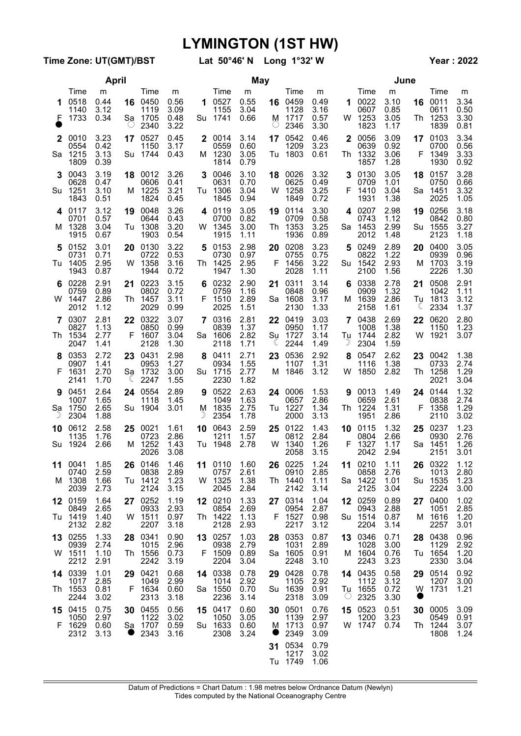# LYMINGTON (1ST HW)

**Time Zone: UT(GMT)/BST** Lat 50°46' N Long 1°32' W **Year : 2022**

## April

| Date | Day | Time | m | Time | m | Time | m | Time | m |
|---|---|---|---|---|---|---|---|---|---|
| 1 | F ● | 0518 | 0.44 | 1140 | 3.12 | 1733 | 0.34 | | |
| 2 | Sa | 0010 | 3.23 | 0554 | 0.42 | 1215 | 3.13 | 1809 | 0.39 |
| 3 | Su | 0043 | 3.19 | 0628 | 0.47 | 1251 | 3.10 | 1843 | 0.51 |
| 4 | M | 0117 | 3.12 | 0701 | 0.57 | 1328 | 3.04 | 1915 | 0.67 |
| 5 | Tu | 0152 | 3.01 | 0731 | 0.71 | 1405 | 2.95 | 1943 | 0.87 |
| 6 | W | 0228 | 2.91 | 0759 | 0.89 | 1447 | 2.86 | 2012 | 1.12 |
| 7 | Th | 0307 | 2.81 | 0827 | 1.13 | 1534 | 2.77 | 2047 | 1.41 |
| 8 | F | 0353 | 2.72 | 0907 | 1.41 | 1631 | 2.70 | 2141 | 1.70 |
| 9 | Sa ☽ | 0451 | 2.64 | 1007 | 1.65 | 1750 | 2.65 | 2304 | 1.88 |
| 10 | Su | 0612 | 2.58 | 1135 | 1.76 | 1924 | 2.66 | | |
| 11 | M | 0041 | 1.85 | 0740 | 2.59 | 1308 | 1.66 | 2039 | 2.73 |
| 12 | Tu | 0159 | 1.64 | 0849 | 2.65 | 1419 | 1.40 | 2132 | 2.82 |
| 13 | W | 0255 | 1.33 | 0939 | 2.74 | 1511 | 1.10 | 2212 | 2.91 |
| 14 | Th | 0339 | 1.01 | 1017 | 2.85 | 1553 | 0.81 | 2244 | 3.02 |
| 15 | F | 0415 | 0.75 | 1050 | 2.97 | 1629 | 0.60 | 2312 | 3.13 |
| 16 | Sa ○ | 0450 | 0.56 | 1119 | 3.09 | 1705 | 0.48 | 2340 | 3.22 |
| 17 | Su | 0527 | 0.45 | 1150 | 3.17 | 1744 | 0.43 | | |
| 18 | M | 0012 | 3.26 | 0606 | 0.41 | 1225 | 3.21 | 1824 | 0.45 |
| 19 | Tu | 0048 | 3.26 | 0644 | 0.43 | 1308 | 3.20 | 1903 | 0.54 |
| 20 | W | 0130 | 3.22 | 0722 | 0.53 | 1358 | 3.16 | 1944 | 0.72 |
| 21 | Th | 0223 | 3.15 | 0802 | 0.72 | 1457 | 3.11 | 2029 | 0.99 |
| 22 | F | 0322 | 3.07 | 0850 | 0.99 | 1607 | 3.04 | 2128 | 1.30 |
| 23 | Sa ☾ | 0431 | 2.98 | 0953 | 1.27 | 1732 | 3.00 | 2247 | 1.55 |
| 24 | Su | 0554 | 2.89 | 1118 | 1.45 | 1904 | 3.01 | | |
| 25 | M | 0021 | 1.61 | 0723 | 2.86 | 1252 | 1.43 | 2026 | 3.08 |
| 26 | Tu | 0146 | 1.46 | 0838 | 2.89 | 1412 | 1.23 | 2124 | 3.15 |
| 27 | W | 0252 | 1.19 | 0933 | 2.93 | 1511 | 0.97 | 2207 | 3.18 |
| 28 | Th | 0341 | 0.90 | 1015 | 2.96 | 1556 | 0.73 | 2242 | 3.19 |
| 29 | F | 0421 | 0.68 | 1049 | 2.99 | 1634 | 0.60 | 2313 | 3.18 |
| 30 | Sa ● | 0455 | 0.56 | 1122 | 3.02 | 1707 | 0.59 | 2343 | 3.16 |

## May

| Date | Day | Time | m | Time | m | Time | m | Time | m |
|---|---|---|---|---|---|---|---|---|---|
| 1 | Su | 0527 | 0.55 | 1155 | 3.04 | 1741 | 0.66 | | |
| 2 | M | 0014 | 3.14 | 0559 | 0.60 | 1230 | 3.05 | 1814 | 0.79 |
| 3 | Tu | 0046 | 3.10 | 0631 | 0.70 | 1306 | 3.04 | 1845 | 0.94 |
| 4 | W | 0119 | 3.05 | 0700 | 0.82 | 1345 | 3.00 | 1915 | 1.11 |
| 5 | Th | 0153 | 2.98 | 0730 | 0.97 | 1425 | 2.95 | 1947 | 1.30 |
| 6 | F | 0232 | 2.90 | 0759 | 1.16 | 1510 | 2.89 | 2025 | 1.51 |
| 7 | Sa | 0316 | 2.81 | 0839 | 1.37 | 1606 | 2.82 | 2118 | 1.71 |
| 8 | Su | 0411 | 2.71 | 0934 | 1.55 | 1715 | 2.77 | 2230 | 1.82 |
| 9 | M ☽ | 0522 | 2.63 | 1049 | 1.63 | 1835 | 2.75 | 2354 | 1.78 |
| 10 | Tu | 0643 | 2.59 | 1211 | 1.57 | 1948 | 2.78 | | |
| 11 | W | 0110 | 1.60 | 0757 | 2.61 | 1325 | 1.38 | 2045 | 2.84 |
| 12 | Th | 0210 | 1.33 | 0854 | 2.69 | 1422 | 1.13 | 2128 | 2.93 |
| 13 | F | 0257 | 1.03 | 0938 | 2.79 | 1509 | 0.89 | 2204 | 3.04 |
| 14 | Sa | 0338 | 0.78 | 1014 | 2.92 | 1550 | 0.70 | 2236 | 3.14 |
| 15 | Su | 0417 | 0.60 | 1050 | 3.05 | 1633 | 0.60 | 2308 | 3.24 |
| 16 | M ○ | 0459 | 0.49 | 1128 | 3.16 | 1717 | 0.57 | 2346 | 3.30 |
| 17 | Tu | 0542 | 0.46 | 1209 | 3.23 | 1803 | 0.61 | | |
| 18 | W | 0026 | 3.32 | 0625 | 0.49 | 1258 | 3.25 | 1849 | 0.72 |
| 19 | Th | 0114 | 3.30 | 0709 | 0.58 | 1353 | 3.25 | 1936 | 0.89 |
| 20 | F | 0208 | 3.23 | 0755 | 0.75 | 1456 | 3.22 | 2028 | 1.11 |
| 21 | Sa | 0311 | 3.14 | 0848 | 0.96 | 1608 | 3.17 | 2130 | 1.33 |
| 22 | Su ☾ | 0419 | 3.03 | 0950 | 1.17 | 1727 | 3.14 | 2244 | 1.49 |
| 23 | M | 0536 | 2.92 | 1107 | 1.31 | 1846 | 3.12 | | |
| 24 | Tu | 0006 | 1.53 | 0657 | 2.86 | 1227 | 1.34 | 2000 | 3.13 |
| 25 | W | 0122 | 1.43 | 0812 | 2.84 | 1340 | 1.26 | 2058 | 3.15 |
| 26 | Th | 0225 | 1.24 | 0910 | 2.85 | 1440 | 1.11 | 2142 | 3.14 |
| 27 | F | 0314 | 1.04 | 0954 | 2.87 | 1527 | 0.98 | 2217 | 3.12 |
| 28 | Sa | 0353 | 0.87 | 1031 | 2.89 | 1605 | 0.91 | 2248 | 3.10 |
| 29 | Su | 0428 | 0.78 | 1105 | 2.92 | 1639 | 0.91 | 2318 | 3.09 |
| 30 | M ● | 0501 | 0.76 | 1139 | 2.97 | 1713 | 0.97 | 2349 | 3.09 |
| 31 | Tu | 0534 | 0.79 | 1217 | 3.02 | 1749 | 1.06 | | |

## June

| Date | Day | Time | m | Time | m | Time | m | Time | m |
|---|---|---|---|---|---|---|---|---|---|
| 1 | W | 0022 | 3.10 | 0607 | 0.85 | 1253 | 3.05 | 1823 | 1.17 |
| 2 | Th | 0056 | 3.09 | 0639 | 0.92 | 1332 | 3.06 | 1857 | 1.28 |
| 3 | F | 0130 | 3.05 | 0709 | 1.01 | 1410 | 3.04 | 1931 | 1.38 |
| 4 | Sa | 0207 | 2.98 | 0743 | 1.12 | 1453 | 2.99 | 2012 | 1.48 |
| 5 | Su | 0249 | 2.89 | 0822 | 1.22 | 1542 | 2.93 | 2100 | 1.56 |
| 6 | M | 0338 | 2.78 | 0909 | 1.32 | 1639 | 2.86 | 2158 | 1.61 |
| 7 | Tu ☽ | 0438 | 2.69 | 1008 | 1.38 | 1744 | 2.82 | 2304 | 1.59 |
| 8 | W | 0547 | 2.62 | 1116 | 1.38 | 1850 | 2.82 | | |
| 9 | Th | 0013 | 1.49 | 0659 | 2.61 | 1224 | 1.31 | 1951 | 2.86 |
| 10 | F | 0115 | 1.32 | 0804 | 2.66 | 1327 | 1.17 | 2042 | 2.94 |
| 11 | Sa | 0210 | 1.11 | 0858 | 2.76 | 1422 | 1.01 | 2125 | 3.04 |
| 12 | Su | 0259 | 0.89 | 0943 | 2.88 | 1514 | 0.87 | 2204 | 3.14 |
| 13 | M | 0346 | 0.71 | 1028 | 3.00 | 1604 | 0.76 | 2243 | 3.23 |
| 14 | Tu ○ | 0435 | 0.58 | 1112 | 3.12 | 1655 | 0.72 | 2325 | 3.30 |
| 15 | W | 0523 | 0.51 | 1200 | 3.23 | 1747 | 0.74 | | |
| 16 | Th | 0011 | 3.34 | 0611 | 0.50 | 1253 | 3.30 | 1839 | 0.81 |
| 17 | F | 0103 | 3.34 | 0700 | 0.56 | 1349 | 3.33 | 1930 | 0.92 |
| 18 | Sa | 0157 | 3.28 | 0750 | 0.66 | 1451 | 3.32 | 2025 | 1.05 |
| 19 | Su | 0256 | 3.18 | 0842 | 0.80 | 1555 | 3.27 | 2123 | 1.18 |
| 20 | M | 0400 | 3.05 | 0939 | 0.96 | 1703 | 3.19 | 2226 | 1.30 |
| 21 | Tu ☾ | 0508 | 2.91 | 1042 | 1.11 | 1813 | 3.12 | 2334 | 1.37 |
| 22 | W | 0620 | 2.80 | 1150 | 1.23 | 1921 | 3.07 | | |
| 23 | Th | 0042 | 1.38 | 0733 | 2.74 | 1258 | 1.29 | 2021 | 3.04 |
| 24 | F | 0144 | 1.32 | 0838 | 2.74 | 1358 | 1.29 | 2110 | 3.02 |
| 25 | Sa | 0237 | 1.23 | 0930 | 2.76 | 1451 | 1.26 | 2151 | 3.01 |
| 26 | Su | 0322 | 1.12 | 1013 | 2.80 | 1535 | 1.23 | 2224 | 3.00 |
| 27 | M | 0400 | 1.02 | 1051 | 2.85 | 1616 | 1.20 | 2257 | 3.01 |
| 28 | Tu | 0438 | 0.96 | 1129 | 2.92 | 1654 | 1.20 | 2330 | 3.04 |
| 29 | W ● | 0514 | 0.92 | 1207 | 3.00 | 1731 | 1.21 | | |
| 30 | Th | 0005 | 3.09 | 0549 | 0.91 | 1244 | 3.07 | 1808 | 1.24 |

Datum of Predictions = Chart Datum : 1.98 metres below Ordnance Datum (Newlyn)
Tides computed by the National Oceanography Centre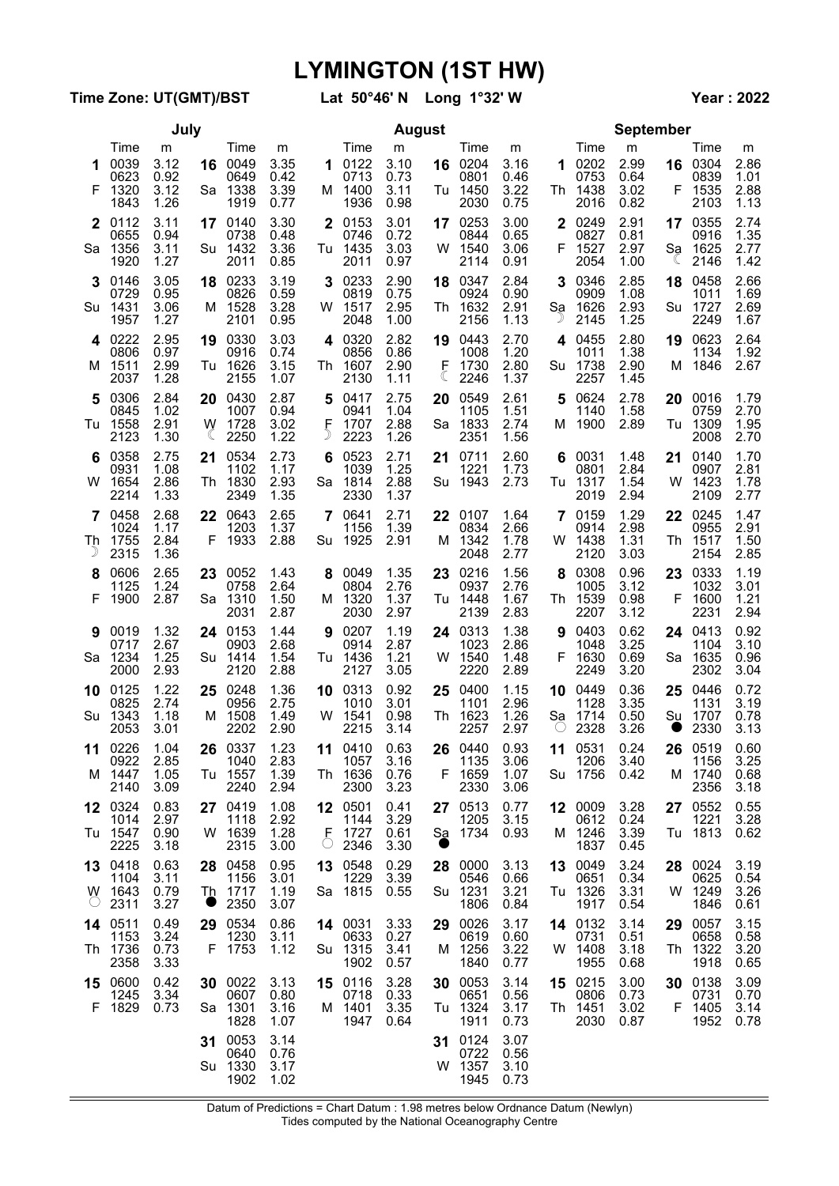# LYMINGTON (1ST HW)

**Time Zone: UT(GMT)/BST** **Lat 50°46' N Long 1°32' W** **Year : 2022**

## July

| Day | Time | m | Time | m | Time | m | Time | m |
|---|---|---|---|---|---|---|---|---|
| 1 F | 0039 | 3.12 | 0623 | 0.92 | 1320 | 3.12 | 1843 | 1.26 |
| 2 Sa | 0112 | 3.11 | 0655 | 0.94 | 1356 | 3.11 | 1920 | 1.27 |
| 3 Su | 0146 | 3.05 | 0729 | 0.95 | 1431 | 3.06 | 1957 | 1.27 |
| 4 M | 0222 | 2.95 | 0806 | 0.97 | 1511 | 2.99 | 2037 | 1.28 |
| 5 Tu | 0306 | 2.84 | 0845 | 1.02 | 1558 | 2.91 | 2123 | 1.30 |
| 6 W | 0358 | 2.75 | 0931 | 1.08 | 1654 | 2.86 | 2214 | 1.33 |
| 7 Th ☽ | 0458 | 2.68 | 1024 | 1.17 | 1755 | 2.84 | 2315 | 1.36 |
| 8 F | 0606 | 2.65 | 1125 | 1.24 | 1900 | 2.87 | | |
| 9 Sa | 0019 | 1.32 | 0717 | 2.67 | 1234 | 1.25 | 2000 | 2.93 |
| 10 Su | 0125 | 1.22 | 0825 | 2.74 | 1343 | 1.18 | 2053 | 3.01 |
| 11 M | 0226 | 1.04 | 0922 | 2.85 | 1447 | 1.05 | 2140 | 3.09 |
| 12 Tu | 0324 | 0.83 | 1014 | 2.97 | 1547 | 0.90 | 2225 | 3.18 |
| 13 W ○ | 0418 | 0.63 | 1104 | 3.11 | 1643 | 0.79 | 2311 | 3.27 |
| 14 Th | 0511 | 0.49 | 1153 | 3.24 | 1736 | 0.73 | 2358 | 3.33 |
| 15 F | 0600 | 0.42 | 1245 | 3.34 | 1829 | 0.73 | | |
| 16 Sa | 0049 | 3.35 | 0649 | 0.42 | 1338 | 3.39 | 1919 | 0.77 |
| 17 Su | 0140 | 3.30 | 0738 | 0.48 | 1432 | 3.36 | 2011 | 0.85 |
| 18 M | 0233 | 3.19 | 0826 | 0.59 | 1528 | 3.28 | 2101 | 0.95 |
| 19 Tu | 0330 | 3.03 | 0916 | 0.74 | 1626 | 3.15 | 2155 | 1.07 |
| 20 W ☾ | 0430 | 2.87 | 1007 | 0.94 | 1728 | 3.02 | 2250 | 1.22 |
| 21 Th | 0534 | 2.73 | 1102 | 1.17 | 1830 | 2.93 | 2349 | 1.35 |
| 22 F | 0643 | 2.65 | 1203 | 1.37 | 1933 | 2.88 | | |
| 23 Sa | 0052 | 1.43 | 0758 | 2.64 | 1310 | 1.50 | 2031 | 2.87 |
| 24 Su | 0153 | 1.44 | 0903 | 2.68 | 1414 | 1.54 | 2120 | 2.88 |
| 25 M | 0248 | 1.36 | 0956 | 2.75 | 1508 | 1.49 | 2202 | 2.90 |
| 26 Tu | 0337 | 1.23 | 1040 | 2.83 | 1557 | 1.39 | 2240 | 2.94 |
| 27 W | 0419 | 1.08 | 1118 | 2.92 | 1639 | 1.28 | 2315 | 3.00 |
| 28 Th ● | 0458 | 0.95 | 1156 | 3.01 | 1717 | 1.19 | 2350 | 3.07 |
| 29 F | 0534 | 0.86 | 1230 | 3.11 | 1753 | 1.12 | | |
| 30 Sa | 0022 | 3.13 | 0607 | 0.80 | 1301 | 3.16 | 1828 | 1.07 |
| 31 Su | 0053 | 3.14 | 0640 | 0.76 | 1330 | 3.17 | 1902 | 1.02 |

## August

| Day | Time | m | Time | m | Time | m | Time | m |
|---|---|---|---|---|---|---|---|---|
| 1 M | 0122 | 3.10 | 0713 | 0.73 | 1400 | 3.11 | 1936 | 0.98 |
| 2 Tu | 0153 | 3.01 | 0746 | 0.72 | 1435 | 3.03 | 2011 | 0.97 |
| 3 W | 0233 | 2.90 | 0819 | 0.75 | 1517 | 2.95 | 2048 | 1.00 |
| 4 Th | 0320 | 2.82 | 0856 | 0.86 | 1607 | 2.90 | 2130 | 1.11 |
| 5 F ☽ | 0417 | 2.75 | 0941 | 1.04 | 1707 | 2.88 | 2223 | 1.26 |
| 6 Sa | 0523 | 2.71 | 1039 | 1.25 | 1814 | 2.88 | 2330 | 1.37 |
| 7 Su | 0641 | 2.71 | 1156 | 1.39 | 1925 | 2.91 | | |
| 8 M | 0049 | 1.35 | 0804 | 2.76 | 1320 | 1.37 | 2030 | 2.97 |
| 9 Tu | 0207 | 1.19 | 0914 | 2.87 | 1436 | 1.21 | 2127 | 3.05 |
| 10 W | 0313 | 0.92 | 1010 | 3.01 | 1541 | 0.98 | 2215 | 3.14 |
| 11 Th | 0410 | 0.63 | 1057 | 3.16 | 1636 | 0.76 | 2300 | 3.23 |
| 12 F ○ | 0501 | 0.41 | 1144 | 3.29 | 1727 | 0.61 | 2346 | 3.30 |
| 13 Sa | 0548 | 0.29 | 1229 | 3.39 | 1815 | 0.55 | | |
| 14 Su | 0031 | 3.33 | 0633 | 0.27 | 1315 | 3.41 | 1902 | 0.57 |
| 15 M | 0116 | 3.28 | 0718 | 0.33 | 1401 | 3.35 | 1947 | 0.64 |
| 16 Tu | 0204 | 3.16 | 0801 | 0.46 | 1450 | 3.22 | 2030 | 0.75 |
| 17 W | 0253 | 3.00 | 0844 | 0.65 | 1540 | 3.06 | 2114 | 0.91 |
| 18 Th | 0347 | 2.84 | 0924 | 0.90 | 1632 | 2.91 | 2156 | 1.13 |
| 19 F ☾ | 0443 | 2.70 | 1008 | 1.20 | 1730 | 2.80 | 2246 | 1.37 |
| 20 Sa | 0549 | 2.61 | 1105 | 1.51 | 1833 | 2.74 | 2351 | 1.56 |
| 21 Su | 0711 | 2.60 | 1221 | 1.73 | 1943 | 2.73 | | |
| 22 M | 0107 | 1.64 | 0834 | 2.66 | 1342 | 1.78 | 2048 | 2.77 |
| 23 Tu | 0216 | 1.56 | 0937 | 2.76 | 1448 | 1.67 | 2139 | 2.83 |
| 24 W | 0313 | 1.38 | 1023 | 2.86 | 1540 | 1.48 | 2220 | 2.89 |
| 25 Th | 0400 | 1.15 | 1101 | 2.96 | 1623 | 1.26 | 2257 | 2.97 |
| 26 F | 0440 | 0.93 | 1135 | 3.06 | 1659 | 1.07 | 2330 | 3.06 |
| 27 Sa ● | 0513 | 0.77 | 1205 | 3.15 | 1734 | 0.93 | | |
| 28 Su | 0000 | 3.13 | 0546 | 0.66 | 1231 | 3.21 | 1806 | 0.84 |
| 29 M | 0026 | 3.17 | 0619 | 0.60 | 1256 | 3.22 | 1840 | 0.77 |
| 30 Tu | 0053 | 3.14 | 0651 | 0.56 | 1324 | 3.17 | 1911 | 0.73 |
| 31 W | 0124 | 3.07 | 0722 | 0.56 | 1357 | 3.10 | 1945 | 0.73 |

## September

| Day | Time | m | Time | m | Time | m | Time | m |
|---|---|---|---|---|---|---|---|---|
| 1 Th | 0202 | 2.99 | 0753 | 0.64 | 1438 | 3.02 | 2016 | 0.82 |
| 2 F | 0249 | 2.91 | 0827 | 0.81 | 1527 | 2.97 | 2054 | 1.00 |
| 3 Sa ☽ | 0346 | 2.85 | 0909 | 1.08 | 1626 | 2.93 | 2145 | 1.25 |
| 4 Su | 0455 | 2.80 | 1011 | 1.38 | 1738 | 2.90 | 2257 | 1.45 |
| 5 M | 0624 | 2.78 | 1140 | 1.58 | 1900 | 2.89 | | |
| 6 Tu | 0031 | 1.48 | 0801 | 2.84 | 1317 | 1.54 | 2019 | 2.94 |
| 7 W | 0159 | 1.29 | 0914 | 2.98 | 1438 | 1.31 | 2120 | 3.03 |
| 8 Th | 0308 | 0.96 | 1005 | 3.12 | 1539 | 0.98 | 2207 | 3.12 |
| 9 F | 0403 | 0.62 | 1048 | 3.25 | 1630 | 0.69 | 2249 | 3.20 |
| 10 Sa ○ | 0449 | 0.36 | 1128 | 3.35 | 1714 | 0.50 | 2328 | 3.26 |
| 11 Su | 0531 | 0.24 | 1206 | 3.40 | 1756 | 0.42 | | |
| 12 M | 0009 | 3.28 | 0612 | 0.24 | 1246 | 3.39 | 1837 | 0.45 |
| 13 Tu | 0049 | 3.24 | 0651 | 0.34 | 1326 | 3.31 | 1917 | 0.54 |
| 14 W | 0132 | 3.14 | 0731 | 0.51 | 1408 | 3.18 | 1955 | 0.68 |
| 15 Th | 0215 | 3.00 | 0806 | 0.73 | 1451 | 3.02 | 2030 | 0.87 |
| 16 F | 0304 | 2.86 | 0839 | 1.01 | 1535 | 2.88 | 2103 | 1.13 |
| 17 Sa ☾ | 0355 | 2.74 | 0916 | 1.35 | 1625 | 2.77 | 2146 | 1.42 |
| 18 Su | 0458 | 2.66 | 1011 | 1.69 | 1727 | 2.69 | 2249 | 1.67 |
| 19 M | 0623 | 2.64 | 1134 | 1.92 | 1846 | 2.67 | | |
| 20 Tu | 0016 | 1.79 | 0759 | 2.70 | 1309 | 1.95 | 2008 | 2.70 |
| 21 W | 0140 | 1.70 | 0907 | 2.81 | 1423 | 1.78 | 2109 | 2.77 |
| 22 Th | 0245 | 1.47 | 0955 | 2.91 | 1517 | 1.50 | 2154 | 2.85 |
| 23 F | 0333 | 1.19 | 1032 | 3.01 | 1600 | 1.21 | 2231 | 2.94 |
| 24 Sa | 0413 | 0.92 | 1104 | 3.10 | 1635 | 0.96 | 2302 | 3.04 |
| 25 Su ● | 0446 | 0.72 | 1131 | 3.19 | 1707 | 0.78 | 2330 | 3.13 |
| 26 M | 0519 | 0.60 | 1156 | 3.25 | 1740 | 0.68 | 2356 | 3.18 |
| 27 Tu | 0552 | 0.55 | 1221 | 3.28 | 1813 | 0.62 | | |
| 28 W | 0024 | 3.19 | 0625 | 0.54 | 1249 | 3.26 | 1846 | 0.61 |
| 29 Th | 0057 | 3.15 | 0658 | 0.58 | 1322 | 3.20 | 1918 | 0.65 |
| 30 F | 0138 | 3.09 | 0731 | 0.70 | 1405 | 3.14 | 1952 | 0.78 |

Datum of Predictions = Chart Datum : 1.98 metres below Ordnance Datum (Newlyn)
Tides computed by the National Oceanography Centre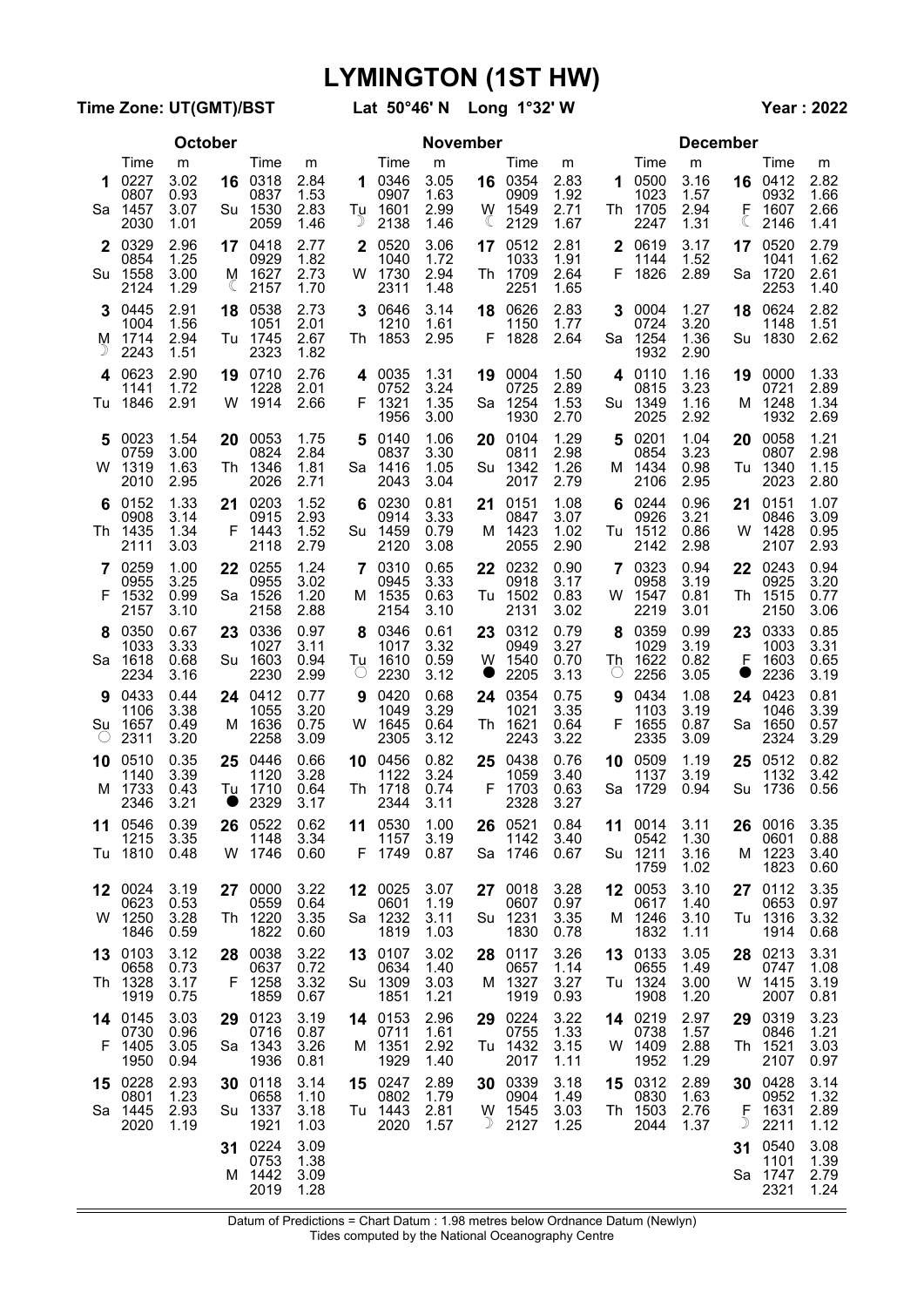# LYMINGTON (1ST HW)

**Time Zone: UT(GMT)/BST** **Lat 50°46' N Long 1°32' W** **Year : 2022**

## October

| Date | Day | Time | m |
|---|---|---|---|
| 1 | Sa | 0227<br>0807<br>1457<br>2030 | 3.02<br>0.93<br>3.07<br>1.01 |
| 2 | Su | 0329<br>0854<br>1558<br>2124 | 2.96<br>1.25<br>3.00<br>1.29 |
| 3 | M ☽ | 0445<br>1004<br>1714<br>2243 | 2.91<br>1.56<br>2.94<br>1.51 |
| 4 | Tu | 0623<br>1141<br>1846 | 2.90<br>1.72<br>2.91 |
| 5 | W | 0023<br>0759<br>1319<br>2010 | 1.54<br>3.00<br>1.63<br>2.95 |
| 6 | Th | 0152<br>0908<br>1435<br>2111 | 1.33<br>3.14<br>1.34<br>3.03 |
| 7 | F | 0259<br>0955<br>1532<br>2157 | 1.00<br>3.25<br>0.99<br>3.10 |
| 8 | Sa | 0350<br>1033<br>1618<br>2234 | 0.67<br>3.33<br>0.68<br>3.16 |
| 9 | Su ○ | 0433<br>1106<br>1657<br>2311 | 0.44<br>3.38<br>0.49<br>3.20 |
| 10 | M | 0510<br>1140<br>1733<br>2346 | 0.35<br>3.39<br>0.43<br>3.21 |
| 11 | Tu | 0546<br>1215<br>1810 | 0.39<br>3.35<br>0.48 |
| 12 | W | 0024<br>0623<br>1250<br>1846 | 3.19<br>0.53<br>3.28<br>0.59 |
| 13 | Th | 0103<br>0658<br>1328<br>1919 | 3.12<br>0.73<br>3.17<br>0.75 |
| 14 | F | 0145<br>0730<br>1405<br>1950 | 3.03<br>0.96<br>3.05<br>0.94 |
| 15 | Sa | 0228<br>0801<br>1445<br>2020 | 2.93<br>1.23<br>2.93<br>1.19 |
| 16 | Su | 0318<br>0837<br>1530<br>2059 | 2.84<br>1.53<br>2.83<br>1.46 |
| 17 | M ☾ | 0418<br>0929<br>1627<br>2157 | 2.77<br>1.82<br>2.73<br>1.70 |
| 18 | Tu | 0538<br>1051<br>1745<br>2323 | 2.73<br>2.01<br>2.67<br>1.82 |
| 19 | W | 0710<br>1228<br>1914 | 2.76<br>2.01<br>2.66 |
| 20 | Th | 0053<br>0824<br>1346<br>2026 | 1.75<br>2.84<br>1.81<br>2.71 |
| 21 | F | 0203<br>0915<br>1443<br>2118 | 1.52<br>2.93<br>1.52<br>2.79 |
| 22 | Sa | 0255<br>0955<br>1526<br>2158 | 1.24<br>3.02<br>1.20<br>2.88 |
| 23 | Su | 0336<br>1027<br>1603<br>2230 | 0.97<br>3.11<br>0.94<br>2.99 |
| 24 | M | 0412<br>1055<br>1636<br>2258 | 0.77<br>3.20<br>0.75<br>3.09 |
| 25 | Tu ● | 0446<br>1120<br>1710<br>2329 | 0.66<br>3.28<br>0.64<br>3.17 |
| 26 | W | 0522<br>1148<br>1746 | 0.62<br>3.34<br>0.60 |
| 27 | Th | 0000<br>0559<br>1220<br>1822 | 3.22<br>0.64<br>3.35<br>0.60 |
| 28 | F | 0038<br>0637<br>1258<br>1859 | 3.22<br>0.72<br>3.32<br>0.67 |
| 29 | Sa | 0123<br>0716<br>1343<br>1936 | 3.19<br>0.87<br>3.26<br>0.81 |
| 30 | Su | 0118<br>0658<br>1337<br>1921 | 3.14<br>1.10<br>3.18<br>1.03 |
| 31 | M | 0224<br>0753<br>1442<br>2019 | 3.09<br>1.38<br>3.09<br>1.28 |

## November

| Date | Day | Time | m |
|---|---|---|---|
| 1 | Tu ☽ | 0346<br>0907<br>1601<br>2138 | 3.05<br>1.63<br>2.99<br>1.46 |
| 2 | W | 0520<br>1040<br>1730<br>2311 | 3.06<br>1.72<br>2.94<br>1.48 |
| 3 | Th | 0646<br>1210<br>1853 | 3.14<br>1.61<br>2.95 |
| 4 | F | 0035<br>0752<br>1321<br>1956 | 1.31<br>3.24<br>1.35<br>3.00 |
| 5 | Sa | 0140<br>0837<br>1416<br>2043 | 1.06<br>3.30<br>1.05<br>3.04 |
| 6 | Su | 0230<br>0914<br>1459<br>2120 | 0.81<br>3.33<br>0.79<br>3.08 |
| 7 | M | 0310<br>0945<br>1535<br>2154 | 0.65<br>3.33<br>0.63<br>3.10 |
| 8 | Tu ○ | 0346<br>1017<br>1610<br>2230 | 0.61<br>3.32<br>0.59<br>3.12 |
| 9 | W | 0420<br>1049<br>1645<br>2305 | 0.68<br>3.29<br>0.64<br>3.12 |
| 10 | Th | 0456<br>1122<br>1718<br>2344 | 0.82<br>3.24<br>0.74<br>3.11 |
| 11 | F | 0530<br>1157<br>1749 | 1.00<br>3.19<br>0.87 |
| 12 | Sa | 0025<br>0601<br>1232<br>1819 | 3.07<br>1.19<br>3.11<br>1.03 |
| 13 | Su | 0107<br>0634<br>1309<br>1851 | 3.02<br>1.40<br>3.03<br>1.21 |
| 14 | M | 0153<br>0711<br>1351<br>1929 | 2.96<br>1.61<br>2.92<br>1.40 |
| 15 | Tu | 0247<br>0802<br>1443<br>2020 | 2.89<br>1.79<br>2.81<br>1.57 |
| 16 | W ☾ | 0354<br>0909<br>1549<br>2129 | 2.83<br>1.92<br>2.71<br>1.67 |
| 17 | Th | 0512<br>1033<br>1709<br>2251 | 2.81<br>1.91<br>2.64<br>1.65 |
| 18 | F | 0626<br>1150<br>1828 | 2.83<br>1.77<br>2.64 |
| 19 | Sa | 0004<br>0725<br>1254<br>1930 | 1.50<br>2.89<br>1.53<br>2.70 |
| 20 | Su | 0104<br>0811<br>1342<br>2017 | 1.29<br>2.98<br>1.26<br>2.79 |
| 21 | M | 0151<br>0847<br>1423<br>2055 | 1.08<br>3.07<br>1.02<br>2.90 |
| 22 | Tu | 0232<br>0918<br>1502<br>2131 | 0.90<br>3.17<br>0.83<br>3.02 |
| 23 | W ● | 0312<br>0949<br>1540<br>2205 | 0.79<br>3.27<br>0.70<br>3.13 |
| 24 | Th | 0354<br>1021<br>1621<br>2243 | 0.75<br>3.35<br>0.64<br>3.22 |
| 25 | F | 0438<br>1059<br>1703<br>2328 | 0.76<br>3.40<br>0.63<br>3.27 |
| 26 | Sa | 0521<br>1142<br>1746 | 0.84<br>3.40<br>0.67 |
| 27 | Su | 0018<br>0607<br>1231<br>1830 | 3.28<br>0.97<br>3.35<br>0.78 |
| 28 | M | 0117<br>0657<br>1327<br>1919 | 3.26<br>1.14<br>3.27<br>0.93 |
| 29 | Tu | 0224<br>0755<br>1432<br>2017 | 3.22<br>1.33<br>3.15<br>1.11 |
| 30 | W ☽ | 0339<br>0904<br>1545<br>2127 | 3.18<br>1.49<br>3.03<br>1.25 |

## December

| Date | Day | Time | m |
|---|---|---|---|
| 1 | Th | 0500<br>1023<br>1705<br>2247 | 3.16<br>1.57<br>2.94<br>1.31 |
| 2 | F | 0619<br>1144<br>1826 | 3.17<br>1.52<br>2.89 |
| 3 | Sa | 0004<br>0724<br>1254<br>1932 | 1.27<br>3.20<br>1.36<br>2.90 |
| 4 | Su | 0110<br>0815<br>1349<br>2025 | 1.16<br>3.23<br>1.16<br>2.92 |
| 5 | M | 0201<br>0854<br>1434<br>2106 | 1.04<br>3.23<br>0.98<br>2.95 |
| 6 | Tu | 0244<br>0926<br>1512<br>2142 | 0.96<br>3.21<br>0.86<br>2.98 |
| 7 | W | 0323<br>0958<br>1547<br>2219 | 0.94<br>3.19<br>0.81<br>3.01 |
| 8 | Th ○ | 0359<br>1029<br>1622<br>2256 | 0.99<br>3.19<br>0.82<br>3.05 |
| 9 | F | 0434<br>1103<br>1655<br>2335 | 1.08<br>3.19<br>0.87<br>3.09 |
| 10 | Sa | 0509<br>1137<br>1729 | 1.19<br>3.19<br>0.94 |
| 11 | Su | 0014<br>0542<br>1211<br>1759 | 3.11<br>1.30<br>3.16<br>1.02 |
| 12 | M | 0053<br>0617<br>1246<br>1832 | 3.10<br>1.40<br>3.10<br>1.11 |
| 13 | Tu | 0133<br>0655<br>1324<br>1908 | 3.05<br>1.49<br>3.00<br>1.20 |
| 14 | W | 0219<br>0738<br>1409<br>1952 | 2.97<br>1.57<br>2.88<br>1.29 |
| 15 | Th | 0312<br>0830<br>1503<br>2044 | 2.89<br>1.63<br>2.76<br>1.37 |
| 16 | F ☾ | 0412<br>0932<br>1607<br>2146 | 2.82<br>1.66<br>2.66<br>1.41 |
| 17 | Sa | 0520<br>1041<br>1720<br>2253 | 2.79<br>1.62<br>2.61<br>1.40 |
| 18 | Su | 0624<br>1148<br>1830 | 2.82<br>1.51<br>2.62 |
| 19 | M | 0000<br>0721<br>1248<br>1932 | 1.33<br>2.89<br>1.34<br>2.69 |
| 20 | Tu | 0058<br>0807<br>1340<br>2023 | 1.21<br>2.98<br>1.15<br>2.80 |
| 21 | W | 0151<br>0846<br>1428<br>2107 | 1.07<br>3.09<br>0.95<br>2.93 |
| 22 | Th | 0243<br>0925<br>1515<br>2150 | 0.94<br>3.20<br>0.77<br>3.06 |
| 23 | F ● | 0333<br>1003<br>1603<br>2236 | 0.85<br>3.31<br>0.65<br>3.19 |
| 24 | Sa | 0423<br>1046<br>1650<br>2324 | 0.81<br>3.39<br>0.57<br>3.29 |
| 25 | Su | 0512<br>1132<br>1736 | 0.82<br>3.42<br>0.56 |
| 26 | M | 0016<br>0601<br>1223<br>1823 | 3.35<br>0.88<br>3.40<br>0.60 |
| 27 | Tu | 0112<br>0653<br>1316<br>1914 | 3.35<br>0.97<br>3.32<br>0.68 |
| 28 | W | 0213<br>0747<br>1415<br>2007 | 3.31<br>1.08<br>3.19<br>0.81 |
| 29 | Th | 0319<br>0846<br>1521<br>2107 | 3.23<br>1.21<br>3.03<br>0.97 |
| 30 | F ☽ | 0428<br>0952<br>1631<br>2211 | 3.14<br>1.32<br>2.89<br>1.12 |
| 31 | Sa | 0540<br>1101<br>1747<br>2321 | 3.08<br>1.39<br>2.79<br>1.24 |

Datum of Predictions = Chart Datum : 1.98 metres below Ordnance Datum (Newlyn)
Tides computed by the National Oceanography Centre